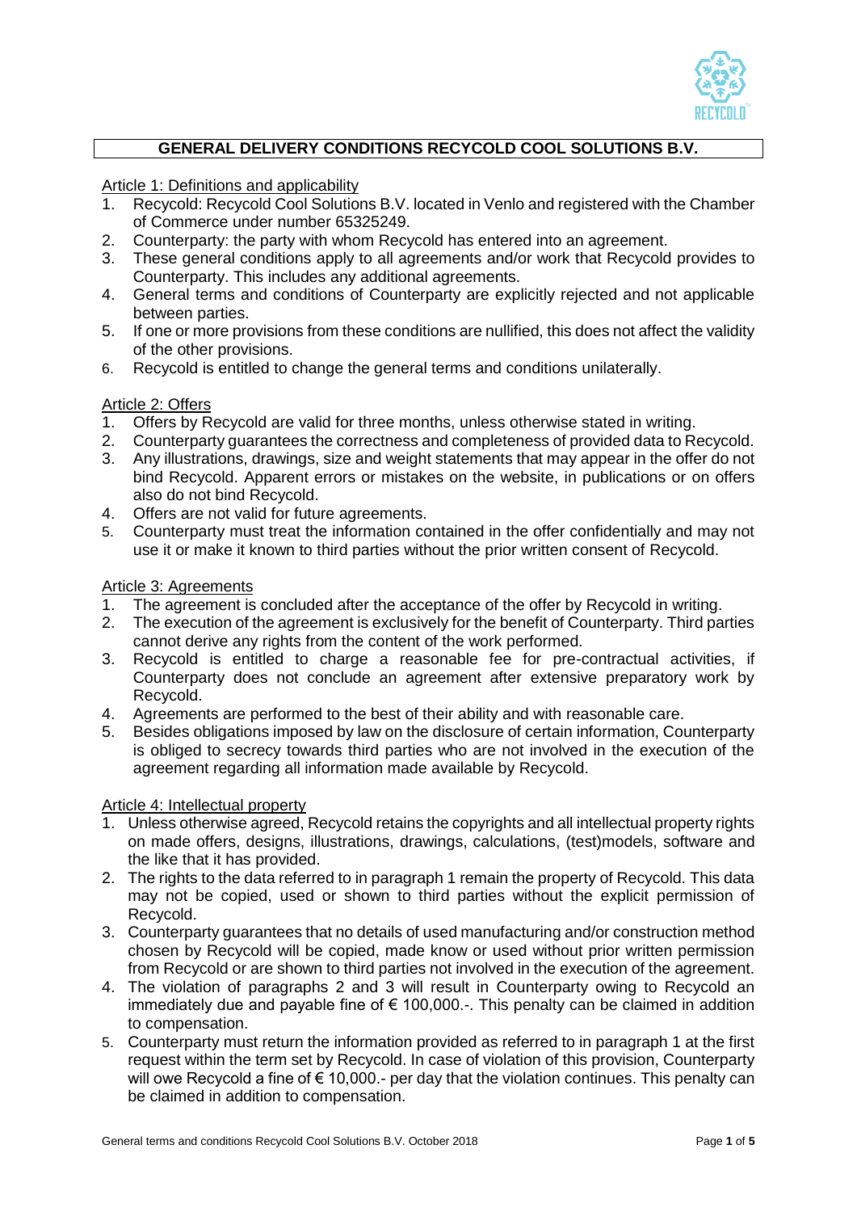# GENERAL DELIVERY CONDITIONS RECYCOLD COOL SOLUTIONS B.V.

Article 1: Definitions and applicability

1. Recycold: Recycold Cool Solutions B.V. located in Venlo and registered with the Chamber of Commerce under number 65325249.
2. Counterparty: the party with whom Recycold has entered into an agreement.
3. These general conditions apply to all agreements and/or work that Recycold provides to Counterparty. This includes any additional agreements.
4. General terms and conditions of Counterparty are explicitly rejected and not applicable between parties.
5. If one or more provisions from these conditions are nullified, this does not affect the validity of the other provisions.
6. Recycold is entitled to change the general terms and conditions unilaterally.

Article 2: Offers

1. Offers by Recycold are valid for three months, unless otherwise stated in writing.
2. Counterparty guarantees the correctness and completeness of provided data to Recycold.
3. Any illustrations, drawings, size and weight statements that may appear in the offer do not bind Recycold. Apparent errors or mistakes on the website, in publications or on offers also do not bind Recycold.
4. Offers are not valid for future agreements.
5. Counterparty must treat the information contained in the offer confidentially and may not use it or make it known to third parties without the prior written consent of Recycold.

Article 3: Agreements

1. The agreement is concluded after the acceptance of the offer by Recycold in writing.
2. The execution of the agreement is exclusively for the benefit of Counterparty. Third parties cannot derive any rights from the content of the work performed.
3. Recycold is entitled to charge a reasonable fee for pre-contractual activities, if Counterparty does not conclude an agreement after extensive preparatory work by Recycold.
4. Agreements are performed to the best of their ability and with reasonable care.
5. Besides obligations imposed by law on the disclosure of certain information, Counterparty is obliged to secrecy towards third parties who are not involved in the execution of the agreement regarding all information made available by Recycold.

Article 4: Intellectual property

1. Unless otherwise agreed, Recycold retains the copyrights and all intellectual property rights on made offers, designs, illustrations, drawings, calculations, (test)models, software and the like that it has provided.
2. The rights to the data referred to in paragraph 1 remain the property of Recycold. This data may not be copied, used or shown to third parties without the explicit permission of Recycold.
3. Counterparty guarantees that no details of used manufacturing and/or construction method chosen by Recycold will be copied, made know or used without prior written permission from Recycold or are shown to third parties not involved in the execution of the agreement.
4. The violation of paragraphs 2 and 3 will result in Counterparty owing to Recycold an immediately due and payable fine of € 100,000.-. This penalty can be claimed in addition to compensation.
5. Counterparty must return the information provided as referred to in paragraph 1 at the first request within the term set by Recycold. In case of violation of this provision, Counterparty will owe Recycold a fine of € 10,000.- per day that the violation continues. This penalty can be claimed in addition to compensation.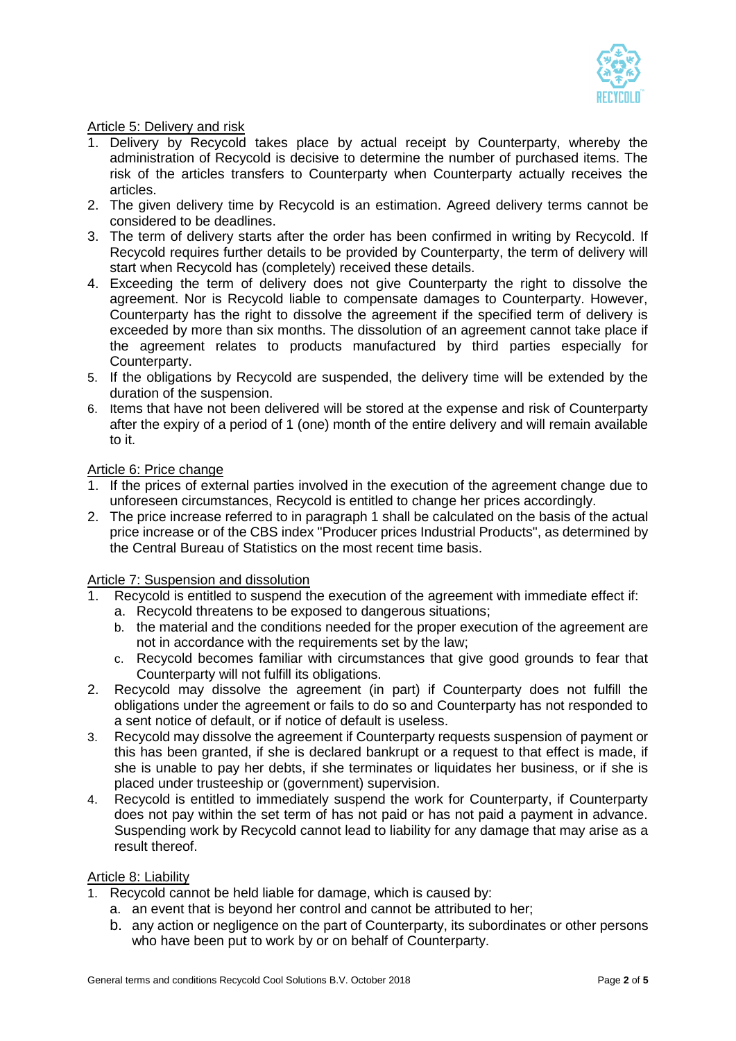Article 5: Delivery and risk

1. Delivery by Recycold takes place by actual receipt by Counterparty, whereby the administration of Recycold is decisive to determine the number of purchased items. The risk of the articles transfers to Counterparty when Counterparty actually receives the articles.
2. The given delivery time by Recycold is an estimation. Agreed delivery terms cannot be considered to be deadlines.
3. The term of delivery starts after the order has been confirmed in writing by Recycold. If Recycold requires further details to be provided by Counterparty, the term of delivery will start when Recycold has (completely) received these details.
4. Exceeding the term of delivery does not give Counterparty the right to dissolve the agreement. Nor is Recycold liable to compensate damages to Counterparty. However, Counterparty has the right to dissolve the agreement if the specified term of delivery is exceeded by more than six months. The dissolution of an agreement cannot take place if the agreement relates to products manufactured by third parties especially for Counterparty.
5. If the obligations by Recycold are suspended, the delivery time will be extended by the duration of the suspension.
6. Items that have not been delivered will be stored at the expense and risk of Counterparty after the expiry of a period of 1 (one) month of the entire delivery and will remain available to it.

Article 6: Price change

1. If the prices of external parties involved in the execution of the agreement change due to unforeseen circumstances, Recycold is entitled to change her prices accordingly.
2. The price increase referred to in paragraph 1 shall be calculated on the basis of the actual price increase or of the CBS index "Producer prices Industrial Products", as determined by the Central Bureau of Statistics on the most recent time basis.

Article 7: Suspension and dissolution

1. Recycold is entitled to suspend the execution of the agreement with immediate effect if:
   a. Recycold threatens to be exposed to dangerous situations;
   b. the material and the conditions needed for the proper execution of the agreement are not in accordance with the requirements set by the law;
   c. Recycold becomes familiar with circumstances that give good grounds to fear that Counterparty will not fulfill its obligations.
2. Recycold may dissolve the agreement (in part) if Counterparty does not fulfill the obligations under the agreement or fails to do so and Counterparty has not responded to a sent notice of default, or if notice of default is useless.
3. Recycold may dissolve the agreement if Counterparty requests suspension of payment or this has been granted, if she is declared bankrupt or a request to that effect is made, if she is unable to pay her debts, if she terminates or liquidates her business, or if she is placed under trusteeship or (government) supervision.
4. Recycold is entitled to immediately suspend the work for Counterparty, if Counterparty does not pay within the set term of has not paid or has not paid a payment in advance. Suspending work by Recycold cannot lead to liability for any damage that may arise as a result thereof.

Article 8: Liability

1. Recycold cannot be held liable for damage, which is caused by:
   a. an event that is beyond her control and cannot be attributed to her;
   b. any action or negligence on the part of Counterparty, its subordinates or other persons who have been put to work by or on behalf of Counterparty.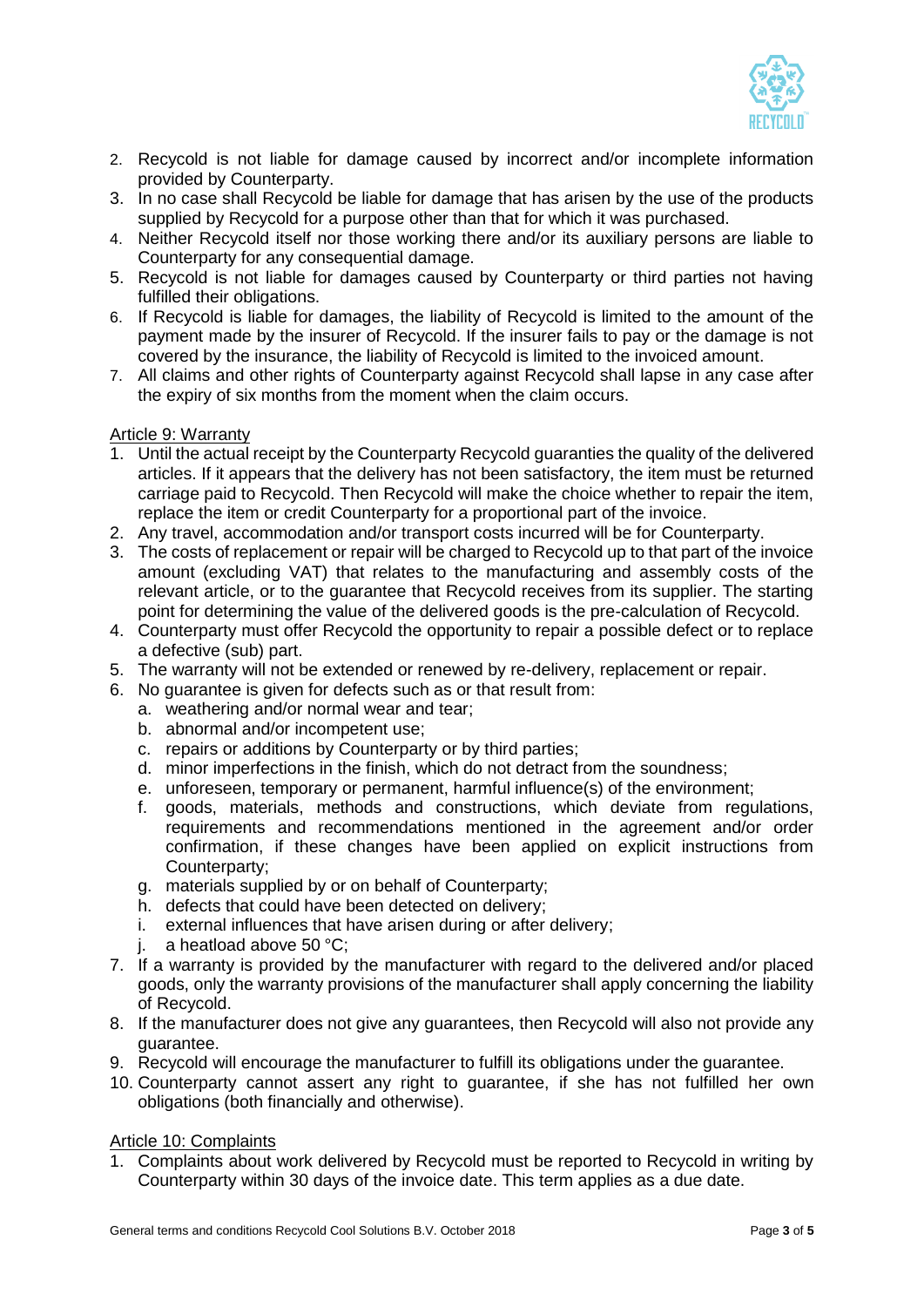2. Recycold is not liable for damage caused by incorrect and/or incomplete information provided by Counterparty.
3. In no case shall Recycold be liable for damage that has arisen by the use of the products supplied by Recycold for a purpose other than that for which it was purchased.
4. Neither Recycold itself nor those working there and/or its auxiliary persons are liable to Counterparty for any consequential damage.
5. Recycold is not liable for damages caused by Counterparty or third parties not having fulfilled their obligations.
6. If Recycold is liable for damages, the liability of Recycold is limited to the amount of the payment made by the insurer of Recycold. If the insurer fails to pay or the damage is not covered by the insurance, the liability of Recycold is limited to the invoiced amount.
7. All claims and other rights of Counterparty against Recycold shall lapse in any case after the expiry of six months from the moment when the claim occurs.

Article 9: Warranty

1. Until the actual receipt by the Counterparty Recycold guaranties the quality of the delivered articles. If it appears that the delivery has not been satisfactory, the item must be returned carriage paid to Recycold. Then Recycold will make the choice whether to repair the item, replace the item or credit Counterparty for a proportional part of the invoice.
2. Any travel, accommodation and/or transport costs incurred will be for Counterparty.
3. The costs of replacement or repair will be charged to Recycold up to that part of the invoice amount (excluding VAT) that relates to the manufacturing and assembly costs of the relevant article, or to the guarantee that Recycold receives from its supplier. The starting point for determining the value of the delivered goods is the pre-calculation of Recycold.
4. Counterparty must offer Recycold the opportunity to repair a possible defect or to replace a defective (sub) part.
5. The warranty will not be extended or renewed by re-delivery, replacement or repair.
6. No guarantee is given for defects such as or that result from:
   a. weathering and/or normal wear and tear;
   b. abnormal and/or incompetent use;
   c. repairs or additions by Counterparty or by third parties;
   d. minor imperfections in the finish, which do not detract from the soundness;
   e. unforeseen, temporary or permanent, harmful influence(s) of the environment;
   f. goods, materials, methods and constructions, which deviate from regulations, requirements and recommendations mentioned in the agreement and/or order confirmation, if these changes have been applied on explicit instructions from Counterparty;
   g. materials supplied by or on behalf of Counterparty;
   h. defects that could have been detected on delivery;
   i. external influences that have arisen during or after delivery;
   j. a heatload above 50 °C;
7. If a warranty is provided by the manufacturer with regard to the delivered and/or placed goods, only the warranty provisions of the manufacturer shall apply concerning the liability of Recycold.
8. If the manufacturer does not give any guarantees, then Recycold will also not provide any guarantee.
9. Recycold will encourage the manufacturer to fulfill its obligations under the guarantee.
10. Counterparty cannot assert any right to guarantee, if she has not fulfilled her own obligations (both financially and otherwise).

Article 10: Complaints

1. Complaints about work delivered by Recycold must be reported to Recycold in writing by Counterparty within 30 days of the invoice date. This term applies as a due date.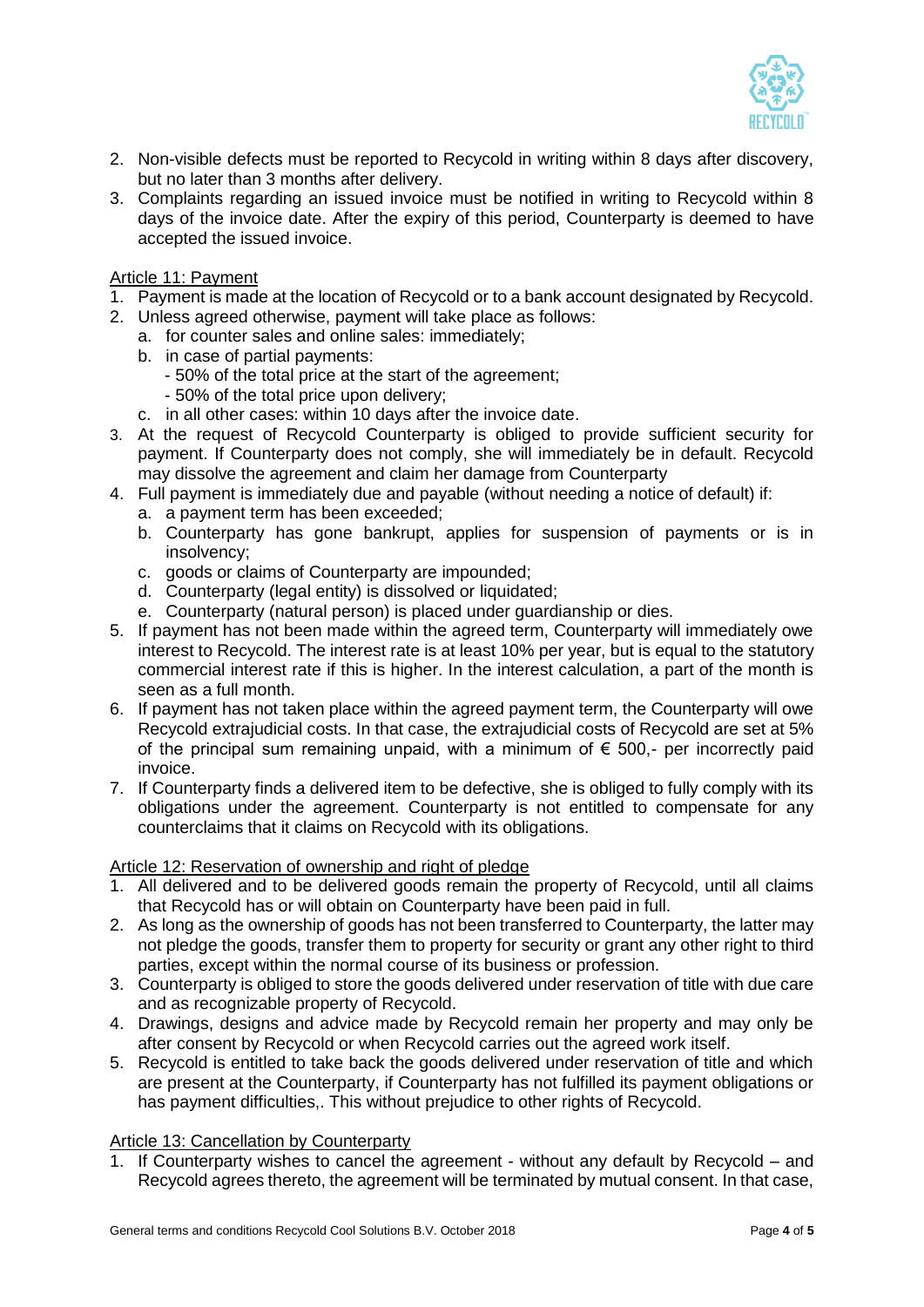2. Non-visible defects must be reported to Recycold in writing within 8 days after discovery, but no later than 3 months after delivery.
3. Complaints regarding an issued invoice must be notified in writing to Recycold within 8 days of the invoice date. After the expiry of this period, Counterparty is deemed to have accepted the issued invoice.

Article 11: Payment

1. Payment is made at the location of Recycold or to a bank account designated by Recycold.
2. Unless agreed otherwise, payment will take place as follows:
   a. for counter sales and online sales: immediately;
   b. in case of partial payments:
      - 50% of the total price at the start of the agreement;
      - 50% of the total price upon delivery;
   c. in all other cases: within 10 days after the invoice date.
3. At the request of Recycold Counterparty is obliged to provide sufficient security for payment. If Counterparty does not comply, she will immediately be in default. Recycold may dissolve the agreement and claim her damage from Counterparty
4. Full payment is immediately due and payable (without needing a notice of default) if:
   a. a payment term has been exceeded;
   b. Counterparty has gone bankrupt, applies for suspension of payments or is in insolvency;
   c. goods or claims of Counterparty are impounded;
   d. Counterparty (legal entity) is dissolved or liquidated;
   e. Counterparty (natural person) is placed under guardianship or dies.
5. If payment has not been made within the agreed term, Counterparty will immediately owe interest to Recycold. The interest rate is at least 10% per year, but is equal to the statutory commercial interest rate if this is higher. In the interest calculation, a part of the month is seen as a full month.
6. If payment has not taken place within the agreed payment term, the Counterparty will owe Recycold extrajudicial costs. In that case, the extrajudicial costs of Recycold are set at 5% of the principal sum remaining unpaid, with a minimum of € 500,- per incorrectly paid invoice.
7. If Counterparty finds a delivered item to be defective, she is obliged to fully comply with its obligations under the agreement. Counterparty is not entitled to compensate for any counterclaims that it claims on Recycold with its obligations.

Article 12: Reservation of ownership and right of pledge

1. All delivered and to be delivered goods remain the property of Recycold, until all claims that Recycold has or will obtain on Counterparty have been paid in full.
2. As long as the ownership of goods has not been transferred to Counterparty, the latter may not pledge the goods, transfer them to property for security or grant any other right to third parties, except within the normal course of its business or profession.
3. Counterparty is obliged to store the goods delivered under reservation of title with due care and as recognizable property of Recycold.
4. Drawings, designs and advice made by Recycold remain her property and may only be after consent by Recycold or when Recycold carries out the agreed work itself.
5. Recycold is entitled to take back the goods delivered under reservation of title and which are present at the Counterparty, if Counterparty has not fulfilled its payment obligations or has payment difficulties,. This without prejudice to other rights of Recycold.

Article 13: Cancellation by Counterparty

1. If Counterparty wishes to cancel the agreement - without any default by Recycold – and Recycold agrees thereto, the agreement will be terminated by mutual consent. In that case,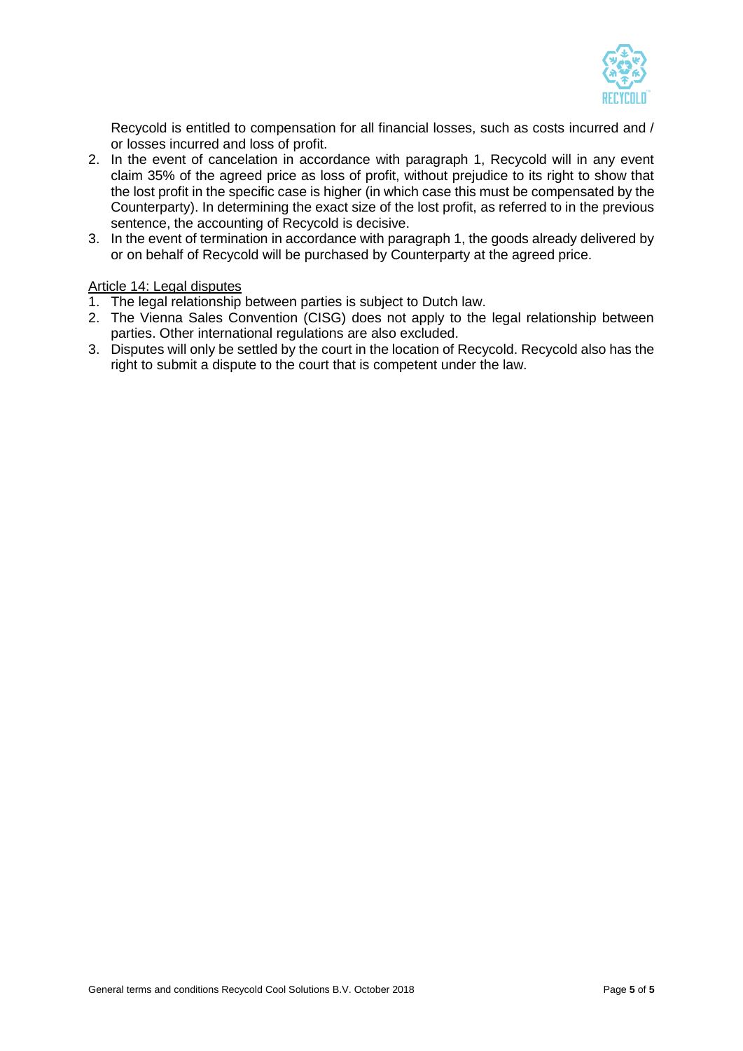Recycold is entitled to compensation for all financial losses, such as costs incurred and / or losses incurred and loss of profit.

2. In the event of cancelation in accordance with paragraph 1, Recycold will in any event claim 35% of the agreed price as loss of profit, without prejudice to its right to show that the lost profit in the specific case is higher (in which case this must be compensated by the Counterparty). In determining the exact size of the lost profit, as referred to in the previous sentence, the accounting of Recycold is decisive.
3. In the event of termination in accordance with paragraph 1, the goods already delivered by or on behalf of Recycold will be purchased by Counterparty at the agreed price.

## Article 14: Legal disputes

1. The legal relationship between parties is subject to Dutch law.
2. The Vienna Sales Convention (CISG) does not apply to the legal relationship between parties. Other international regulations are also excluded.
3. Disputes will only be settled by the court in the location of Recycold. Recycold also has the right to submit a dispute to the court that is competent under the law.